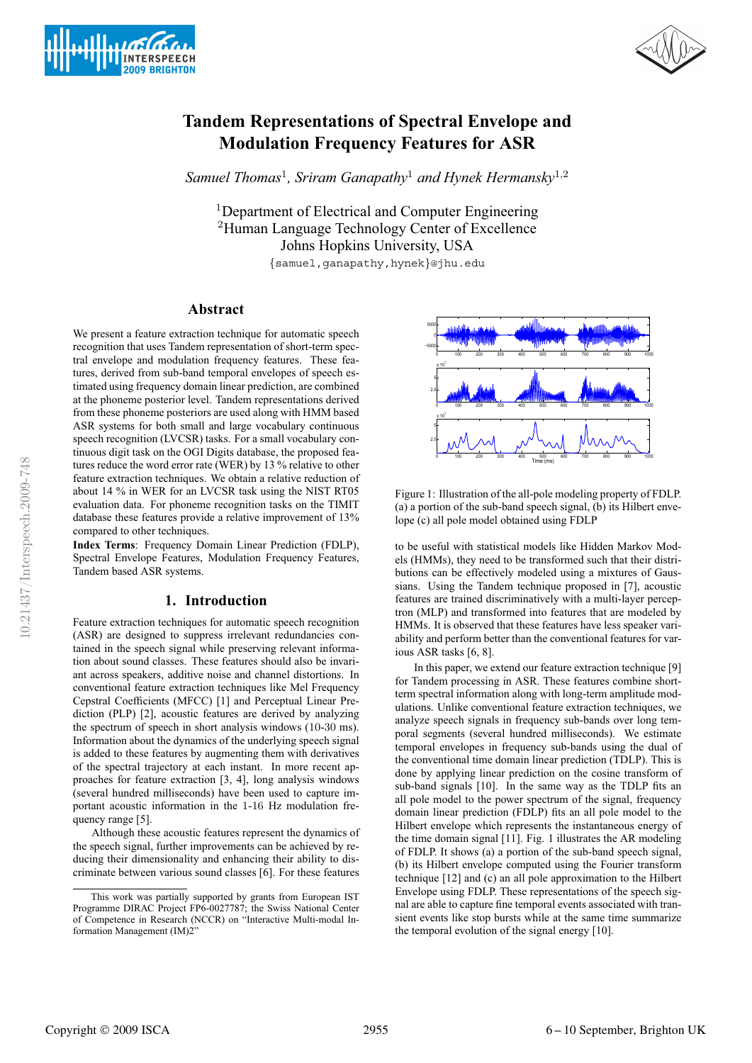# Tandem Representations of Spectral Envelope and Modulation Frequency Features for ASR

*Samuel Thomas*[1], *Sriram Ganapathy*[1] *and Hynek Hermansky*[1,2]

[1]Department of Electrical and Computer Engineering
[2]Human Language Technology Center of Excellence
Johns Hopkins University, USA

{samuel,ganapathy,hynek}@jhu.edu

## Abstract

We present a feature extraction technique for automatic speech recognition that uses Tandem representation of short-term spectral envelope and modulation frequency features. These features, derived from sub-band temporal envelopes of speech estimated using frequency domain linear prediction, are combined at the phoneme posterior level. Tandem representations derived from these phoneme posteriors are used along with HMM based ASR systems for both small and large vocabulary continuous speech recognition (LVCSR) tasks. For a small vocabulary continuous digit task on the OGI Digits database, the proposed features reduce the word error rate (WER) by 13 % relative to other feature extraction techniques. We obtain a relative reduction of about 14 % in WER for an LVCSR task using the NIST RT05 evaluation data. For phoneme recognition tasks on the TIMIT database these features provide a relative improvement of 13% compared to other techniques.

**Index Terms**: Frequency Domain Linear Prediction (FDLP), Spectral Envelope Features, Modulation Frequency Features, Tandem based ASR systems.

## 1. Introduction

Feature extraction techniques for automatic speech recognition (ASR) are designed to suppress irrelevant redundancies contained in the speech signal while preserving relevant information about sound classes. These features should also be invariant across speakers, additive noise and channel distortions. In conventional feature extraction techniques like Mel Frequency Cepstral Coefficients (MFCC) [1] and Perceptual Linear Prediction (PLP) [2], acoustic features are derived by analyzing the spectrum of speech in short analysis windows (10-30 ms). Information about the dynamics of the underlying speech signal is added to these features by augmenting them with derivatives of the spectral trajectory at each instant. In more recent approaches for feature extraction [3, 4], long analysis windows (several hundred milliseconds) have been used to capture important acoustic information in the 1-16 Hz modulation frequency range [5].

Although these acoustic features represent the dynamics of the speech signal, further improvements can be achieved by reducing their dimensionality and enhancing their ability to discriminate between various sound classes [6]. For these features to be useful with statistical models like Hidden Markov Models (HMMs), they need to be transformed such that their distributions can be effectively modeled using a mixtures of Gaussians. Using the Tandem technique proposed in [7], acoustic features are trained discriminatively with a multi-layer perceptron (MLP) and transformed into features that are modeled by HMMs. It is observed that these features have less speaker variability and perform better than the conventional features for various ASR tasks [6, 8].

Figure 1: Illustration of the all-pole modeling property of FDLP. (a) a portion of the sub-band speech signal, (b) its Hilbert envelope (c) all pole model obtained using FDLP

In this paper, we extend our feature extraction technique [9] for Tandem processing in ASR. These features combine short-term spectral information along with long-term amplitude modulations. Unlike conventional feature extraction techniques, we analyze speech signals in frequency sub-bands over long temporal segments (several hundred milliseconds). We estimate temporal envelopes in frequency sub-bands using the dual of the conventional time domain linear prediction (TDLP). This is done by applying linear prediction on the cosine transform of sub-band signals [10]. In the same way as the TDLP fits an all pole model to the power spectrum of the signal, frequency domain linear prediction (FDLP) fits an all pole model to the Hilbert envelope which represents the instantaneous energy of the time domain signal [11]. Fig. 1 illustrates the AR modeling of FDLP. It shows (a) a portion of the sub-band speech signal, (b) its Hilbert envelope computed using the Fourier transform technique [12] and (c) an all pole approximation to the Hilbert Envelope using FDLP. These representations of the speech signal are able to capture fine temporal events associated with transient events like stop bursts while at the same time summarize the temporal evolution of the signal energy [10].

This work was partially supported by grants from European IST Programme DIRAC Project FP6-0027787; the Swiss National Center of Competence in Research (NCCR) on "Interactive Multi-modal Information Management (IM)2"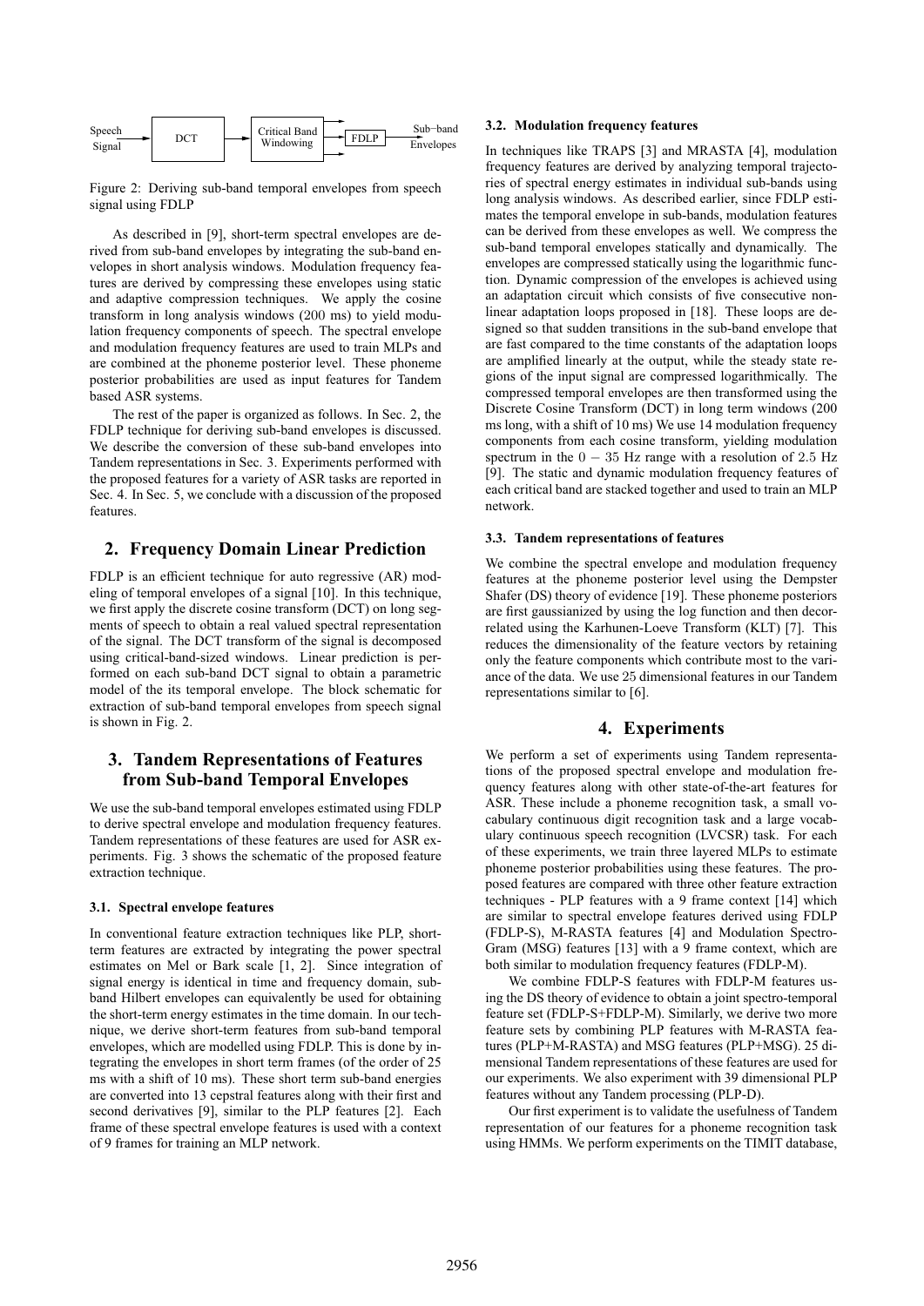Speech Signal → DCT → Critical Band Windowing → FDLP → Sub−band Envelopes

Figure 2: Deriving sub-band temporal envelopes from speech signal using FDLP

As described in [9], short-term spectral envelopes are derived from sub-band envelopes by integrating the sub-band envelopes in short analysis windows. Modulation frequency features are derived by compressing these envelopes using static and adaptive compression techniques. We apply the cosine transform in long analysis windows (200 ms) to yield modulation frequency components of speech. The spectral envelope and modulation frequency features are used to train MLPs and are combined at the phoneme posterior level. These phoneme posterior probabilities are used as input features for Tandem based ASR systems.

The rest of the paper is organized as follows. In Sec. 2, the FDLP technique for deriving sub-band envelopes is discussed. We describe the conversion of these sub-band envelopes into Tandem representations in Sec. 3. Experiments performed with the proposed features for a variety of ASR tasks are reported in Sec. 4. In Sec. 5, we conclude with a discussion of the proposed features.

## 2. Frequency Domain Linear Prediction

FDLP is an efficient technique for auto regressive (AR) modeling of temporal envelopes of a signal [10]. In this technique, we first apply the discrete cosine transform (DCT) on long segments of speech to obtain a real valued spectral representation of the signal. The DCT transform of the signal is decomposed using critical-band-sized windows. Linear prediction is performed on each sub-band DCT signal to obtain a parametric model of the its temporal envelope. The block schematic for extraction of sub-band temporal envelopes from speech signal is shown in Fig. 2.

## 3. Tandem Representations of Features from Sub-band Temporal Envelopes

We use the sub-band temporal envelopes estimated using FDLP to derive spectral envelope and modulation frequency features. Tandem representations of these features are used for ASR experiments. Fig. 3 shows the schematic of the proposed feature extraction technique.

### 3.1. Spectral envelope features

In conventional feature extraction techniques like PLP, short-term features are extracted by integrating the power spectral estimates on Mel or Bark scale [1, 2]. Since integration of signal energy is identical in time and frequency domain, sub-band Hilbert envelopes can equivalently be used for obtaining the short-term energy estimates in the time domain. In our technique, we derive short-term features from sub-band temporal envelopes, which are modelled using FDLP. This is done by integrating the envelopes in short term frames (of the order of 25 ms with a shift of 10 ms). These short term sub-band energies are converted into 13 cepstral features along with their first and second derivatives [9], similar to the PLP features [2]. Each frame of these spectral envelope features is used with a context of 9 frames for training an MLP network.

### 3.2. Modulation frequency features

In techniques like TRAPS [3] and MRASTA [4], modulation frequency features are derived by analyzing temporal trajectories of spectral energy estimates in individual sub-bands using long analysis windows. As described earlier, since FDLP estimates the temporal envelope in sub-bands, modulation features can be derived from these envelopes as well. We compress the sub-band temporal envelopes statically and dynamically. The envelopes are compressed statically using the logarithmic function. Dynamic compression of the envelopes is achieved using an adaptation circuit which consists of five consecutive nonlinear adaptation loops proposed in [18]. These loops are designed so that sudden transitions in the sub-band envelope that are fast compared to the time constants of the adaptation loops are amplified linearly at the output, while the steady state regions of the input signal are compressed logarithmically. The compressed temporal envelopes are then transformed using the Discrete Cosine Transform (DCT) in long term windows (200 ms long, with a shift of 10 ms) We use 14 modulation frequency components from each cosine transform, yielding modulation spectrum in the $0 - 35$ Hz range with a resolution of $2.5$ Hz [9]. The static and dynamic modulation frequency features of each critical band are stacked together and used to train an MLP network.

### 3.3. Tandem representations of features

We combine the spectral envelope and modulation frequency features at the phoneme posterior level using the Dempster Shafer (DS) theory of evidence [19]. These phoneme posteriors are first gaussianized by using the log function and then decorrelated using the Karhunen-Loeve Transform (KLT) [7]. This reduces the dimensionality of the feature vectors by retaining only the feature components which contribute most to the variance of the data. We use $25$ dimensional features in our Tandem representations similar to [6].

## 4. Experiments

We perform a set of experiments using Tandem representations of the proposed spectral envelope and modulation frequency features along with other state-of-the-art features for ASR. These include a phoneme recognition task, a small vocabulary continuous digit recognition task and a large vocabulary continuous speech recognition (LVCSR) task. For each of these experiments, we train three layered MLPs to estimate phoneme posterior probabilities using these features. The proposed features are compared with three other feature extraction techniques - PLP features with a 9 frame context [14] which are similar to spectral envelope features derived using FDLP (FDLP-S), M-RASTA features [4] and Modulation Spectro-Gram (MSG) features [13] with a 9 frame context, which are both similar to modulation frequency features (FDLP-M).

We combine FDLP-S features with FDLP-M features using the DS theory of evidence to obtain a joint spectro-temporal feature set (FDLP-S+FDLP-M). Similarly, we derive two more feature sets by combining PLP features with M-RASTA features (PLP+M-RASTA) and MSG features (PLP+MSG). 25 dimensional Tandem representations of these features are used for our experiments. We also experiment with 39 dimensional PLP features without any Tandem processing (PLP-D).

Our first experiment is to validate the usefulness of Tandem representation of our features for a phoneme recognition task using HMMs. We perform experiments on the TIMIT database,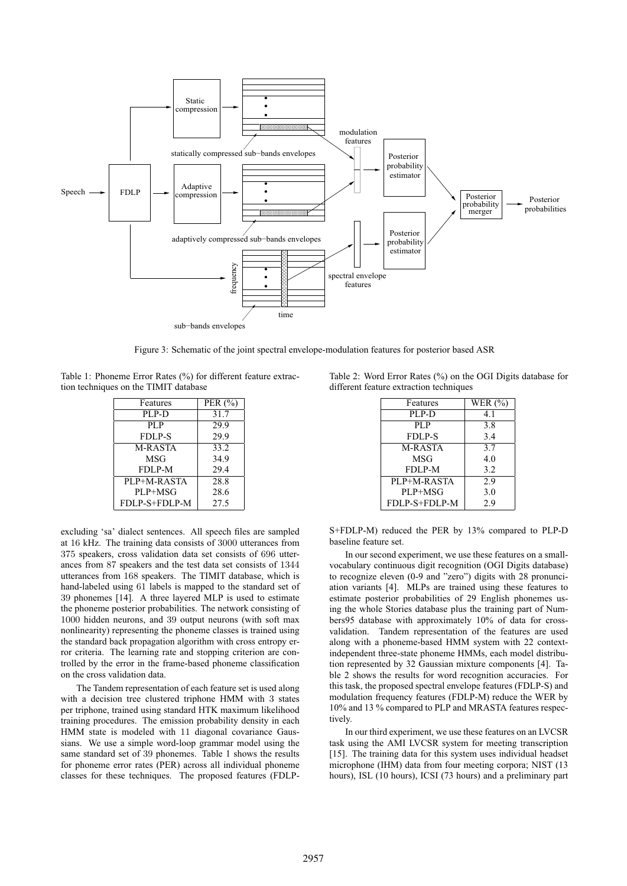Figure 3: Schematic of the joint spectral envelope-modulation features for posterior based ASR

Table 1: Phoneme Error Rates (%) for different feature extraction techniques on the TIMIT database

| Features | PER (%) |
|---|---|
| PLP-D | 31.7 |
| PLP | 29.9 |
| FDLP-S | 29.9 |
| M-RASTA | 33.2 |
| MSG | 34.9 |
| FDLP-M | 29.4 |
| PLP+M-RASTA | 28.8 |
| PLP+MSG | 28.6 |
| FDLP-S+FDLP-M | 27.5 |

Table 2: Word Error Rates (%) on the OGI Digits database for different feature extraction techniques

| Features | WER (%) |
|---|---|
| PLP-D | 4.1 |
| PLP | 3.8 |
| FDLP-S | 3.4 |
| M-RASTA | 3.7 |
| MSG | 4.0 |
| FDLP-M | 3.2 |
| PLP+M-RASTA | 2.9 |
| PLP+MSG | 3.0 |
| FDLP-S+FDLP-M | 2.9 |

excluding 'sa' dialect sentences. All speech files are sampled at 16 kHz. The training data consists of 3000 utterances from 375 speakers, cross validation data set consists of 696 utterances from 87 speakers and the test data set consists of 1344 utterances from 168 speakers. The TIMIT database, which is hand-labeled using 61 labels is mapped to the standard set of 39 phonemes [14]. A three layered MLP is used to estimate the phoneme posterior probabilities. The network consisting of 1000 hidden neurons, and 39 output neurons (with soft max nonlinearity) representing the phoneme classes is trained using the standard back propagation algorithm with cross entropy error criteria. The learning rate and stopping criterion are controlled by the error in the frame-based phoneme classification on the cross validation data.

The Tandem representation of each feature set is used along with a decision tree clustered triphone HMM with 3 states per triphone, trained using standard HTK maximum likelihood training procedures. The emission probability density in each HMM state is modeled with 11 diagonal covariance Gaussians. We use a simple word-loop grammar model using the same standard set of 39 phonemes. Table 1 shows the results for phoneme error rates (PER) across all individual phoneme classes for these techniques. The proposed features (FDLP-S+FDLP-M) reduced the PER by 13% compared to PLP-D baseline feature set.

In our second experiment, we use these features on a small-vocabulary continuous digit recognition (OGI Digits database) to recognize eleven (0-9 and "zero") digits with 28 pronunciation variants [4]. MLPs are trained using these features to estimate posterior probabilities of 29 English phonemes using the whole Stories database plus the training part of Numbers95 database with approximately 10% of data for cross-validation. Tandem representation of the features are used along with a phoneme-based HMM system with 22 context-independent three-state phoneme HMMs, each model distribution represented by 32 Gaussian mixture components [4]. Table 2 shows the results for word recognition accuracies. For this task, the proposed spectral envelope features (FDLP-S) and modulation frequency features (FDLP-M) reduce the WER by 10% and 13 % compared to PLP and MRASTA features respectively.

In our third experiment, we use these features on an LVCSR task using the AMI LVCSR system for meeting transcription [15]. The training data for this system uses individual headset microphone (IHM) data from four meeting corpora; NIST (13 hours), ISL (10 hours), ICSI (73 hours) and a preliminary part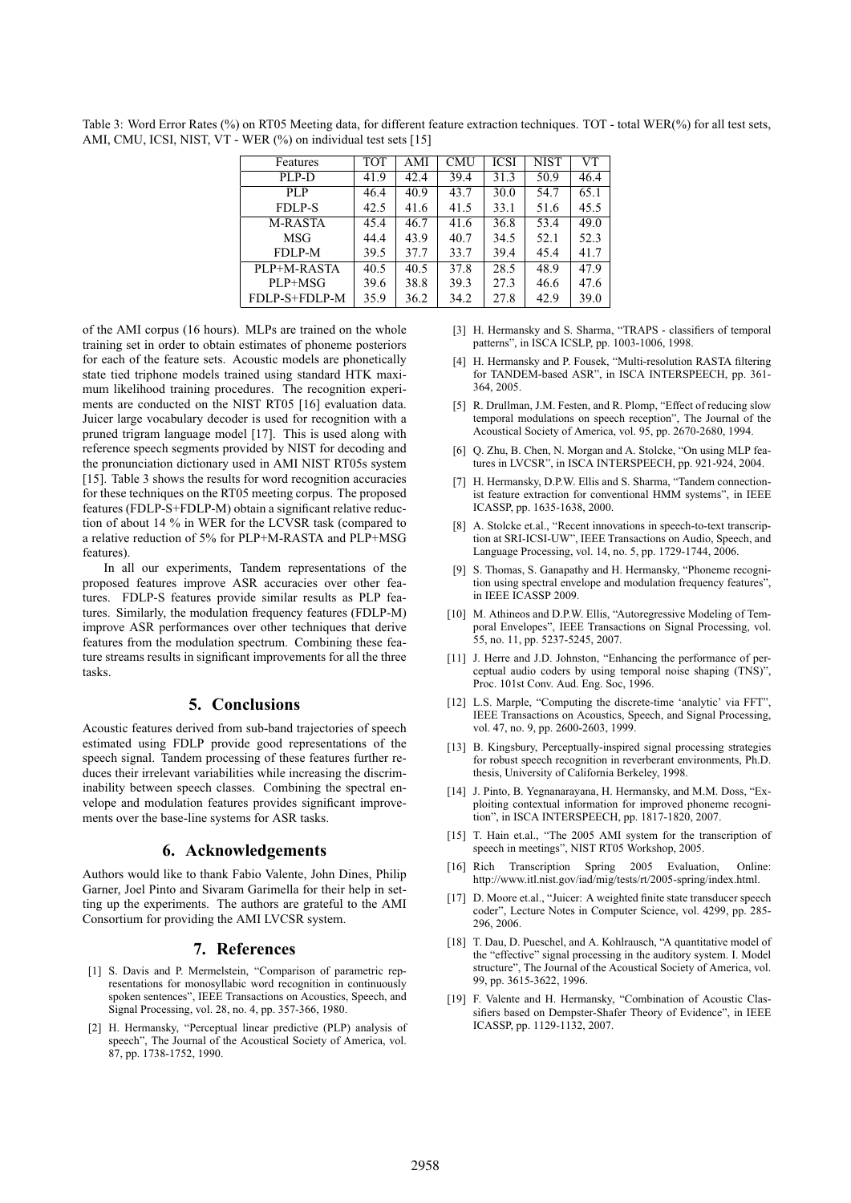Table 3: Word Error Rates (%) on RT05 Meeting data, for different feature extraction techniques. TOT - total WER(%) for all test sets, AMI, CMU, ICSI, NIST, VT - WER (%) on individual test sets [15]

| Features | TOT | AMI | CMU | ICSI | NIST | VT |
|---|---|---|---|---|---|---|
| PLP-D | 41.9 | 42.4 | 39.4 | 31.3 | 50.9 | 46.4 |
| PLP | 46.4 | 40.9 | 43.7 | 30.0 | 54.7 | 65.1 |
| FDLP-S | 42.5 | 41.6 | 41.5 | 33.1 | 51.6 | 45.5 |
| M-RASTA | 45.4 | 46.7 | 41.6 | 36.8 | 53.4 | 49.0 |
| MSG | 44.4 | 43.9 | 40.7 | 34.5 | 52.1 | 52.3 |
| FDLP-M | 39.5 | 37.7 | 33.7 | 39.4 | 45.4 | 41.7 |
| PLP+M-RASTA | 40.5 | 40.5 | 37.8 | 28.5 | 48.9 | 47.9 |
| PLP+MSG | 39.6 | 38.8 | 39.3 | 27.3 | 46.6 | 47.6 |
| FDLP-S+FDLP-M | 35.9 | 36.2 | 34.2 | 27.8 | 42.9 | 39.0 |

of the AMI corpus (16 hours). MLPs are trained on the whole training set in order to obtain estimates of phoneme posteriors for each of the feature sets. Acoustic models are phonetically state tied triphone models trained using standard HTK maximum likelihood training procedures. The recognition experiments are conducted on the NIST RT05 [16] evaluation data. Juicer large vocabulary decoder is used for recognition with a pruned trigram language model [17]. This is used along with reference speech segments provided by NIST for decoding and the pronunciation dictionary used in AMI NIST RT05s system [15]. Table 3 shows the results for word recognition accuracies for these techniques on the RT05 meeting corpus. The proposed features (FDLP-S+FDLP-M) obtain a significant relative reduction of about 14 % in WER for the LCVSR task (compared to a relative reduction of 5% for PLP+M-RASTA and PLP+MSG features).

In all our experiments, Tandem representations of the proposed features improve ASR accuracies over other features. FDLP-S features provide similar results as PLP features. Similarly, the modulation frequency features (FDLP-M) improve ASR performances over other techniques that derive features from the modulation spectrum. Combining these feature streams results in significant improvements for all the three tasks.

## 5. Conclusions

Acoustic features derived from sub-band trajectories of speech estimated using FDLP provide good representations of the speech signal. Tandem processing of these features further reduces their irrelevant variabilities while increasing the discriminability between speech classes. Combining the spectral envelope and modulation features provides significant improvements over the base-line systems for ASR tasks.

## 6. Acknowledgements

Authors would like to thank Fabio Valente, John Dines, Philip Garner, Joel Pinto and Sivaram Garimella for their help in setting up the experiments. The authors are grateful to the AMI Consortium for providing the AMI LVCSR system.

## 7. References

[1] S. Davis and P. Mermelstein, "Comparison of parametric representations for monosyllabic word recognition in continuously spoken sentences", IEEE Transactions on Acoustics, Speech, and Signal Processing, vol. 28, no. 4, pp. 357-366, 1980.

[2] H. Hermansky, "Perceptual linear predictive (PLP) analysis of speech", The Journal of the Acoustical Society of America, vol. 87, pp. 1738-1752, 1990.

[3] H. Hermansky and S. Sharma, "TRAPS - classifiers of temporal patterns", in ISCA ICSLP, pp. 1003-1006, 1998.

[4] H. Hermansky and P. Fousek, "Multi-resolution RASTA filtering for TANDEM-based ASR", in ISCA INTERSPEECH, pp. 361-364, 2005.

[5] R. Drullman, J.M. Festen, and R. Plomp, "Effect of reducing slow temporal modulations on speech reception", The Journal of the Acoustical Society of America, vol. 95, pp. 2670-2680, 1994.

[6] Q. Zhu, B. Chen, N. Morgan and A. Stolcke, "On using MLP features in LVCSR", in ISCA INTERSPEECH, pp. 921-924, 2004.

[7] H. Hermansky, D.P.W. Ellis and S. Sharma, "Tandem connectionist feature extraction for conventional HMM systems", in IEEE ICASSP, pp. 1635-1638, 2000.

[8] A. Stolcke et.al., "Recent innovations in speech-to-text transcription at SRI-ICSI-UW", IEEE Transactions on Audio, Speech, and Language Processing, vol. 14, no. 5, pp. 1729-1744, 2006.

[9] S. Thomas, S. Ganapathy and H. Hermansky, "Phoneme recognition using spectral envelope and modulation frequency features", in IEEE ICASSP 2009.

[10] M. Athineos and D.P.W. Ellis, "Autoregressive Modeling of Temporal Envelopes", IEEE Transactions on Signal Processing, vol. 55, no. 11, pp. 5237-5245, 2007.

[11] J. Herre and J.D. Johnston, "Enhancing the performance of perceptual audio coders by using temporal noise shaping (TNS)", Proc. 101st Conv. Aud. Eng. Soc, 1996.

[12] L.S. Marple, "Computing the discrete-time 'analytic' via FFT", IEEE Transactions on Acoustics, Speech, and Signal Processing, vol. 47, no. 9, pp. 2600-2603, 1999.

[13] B. Kingsbury, Perceptually-inspired signal processing strategies for robust speech recognition in reverberant environments, Ph.D. thesis, University of California Berkeley, 1998.

[14] J. Pinto, B. Yegnanarayana, H. Hermansky, and M.M. Doss, "Exploiting contextual information for improved phoneme recognition", in ISCA INTERSPEECH, pp. 1817-1820, 2007.

[15] T. Hain et.al., "The 2005 AMI system for the transcription of speech in meetings", NIST RT05 Workshop, 2005.

[16] Rich Transcription Spring 2005 Evaluation, Online: http://www.itl.nist.gov/iad/mig/tests/rt/2005-spring/index.html.

[17] D. Moore et.al., "Juicer: A weighted finite state transducer speech coder", Lecture Notes in Computer Science, vol. 4299, pp. 285-296, 2006.

[18] T. Dau, D. Pueschel, and A. Kohlrausch, "A quantitative model of the "effective" signal processing in the auditory system. I. Model structure", The Journal of the Acoustical Society of America, vol. 99, pp. 3615-3622, 1996.

[19] F. Valente and H. Hermansky, "Combination of Acoustic Classifiers based on Dempster-Shafer Theory of Evidence", in IEEE ICASSP, pp. 1129-1132, 2007.